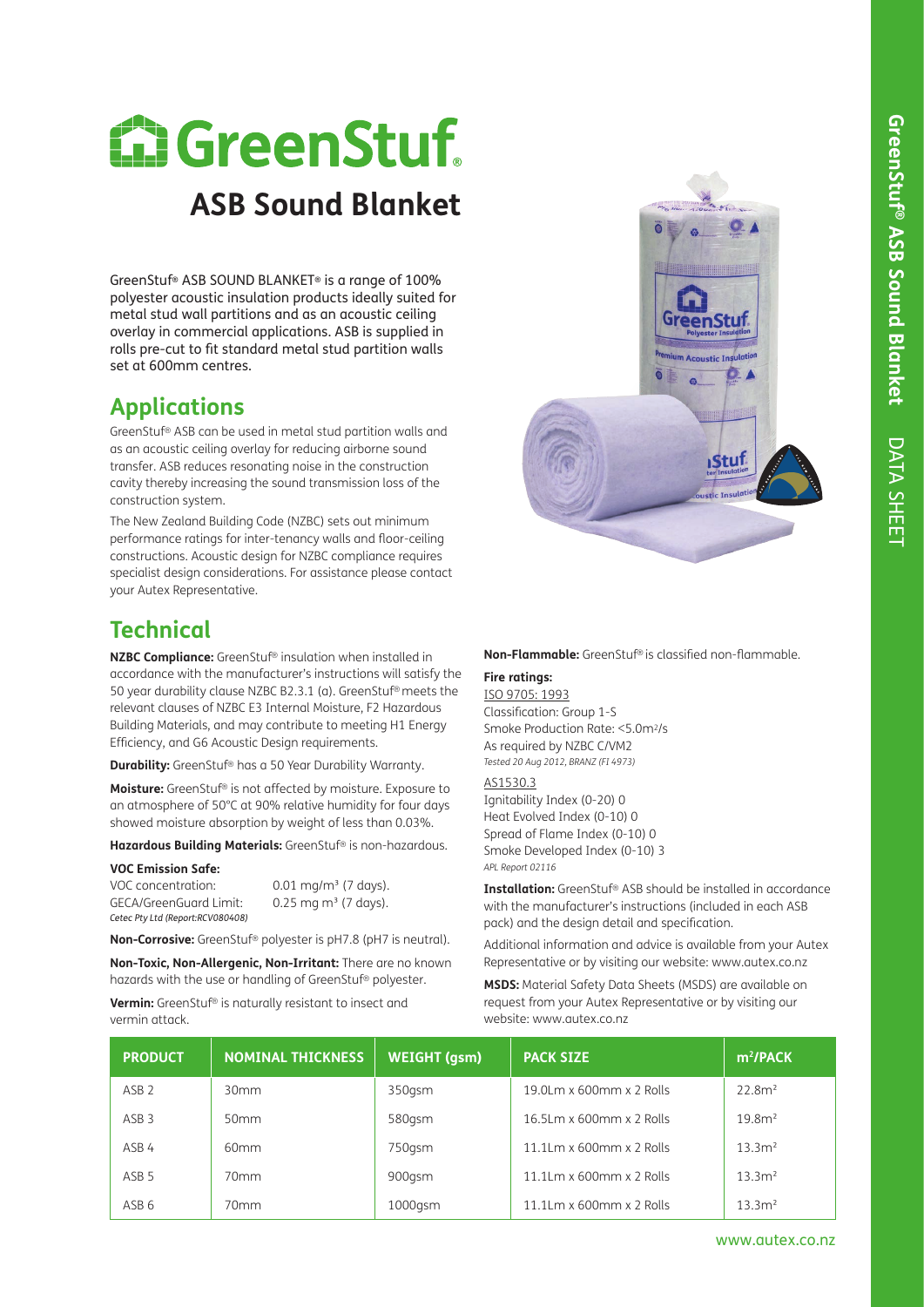# GreenStuf®

## ASB Sound Blanket

GreenStuf® ASB SOUND BLANKET® is a range of 100% polyester acoustic insulation products ideally suited for metal stud wall partitions and as an acoustic ceiling overlay in commercial applications. ASB is supplied in rolls pre-cut to fit standard metal stud partition walls set at 600mm centres.

## Applications

GreenStuf® ASB can be used in metal stud partition walls and as an acoustic ceiling overlay for reducing airborne sound transfer. ASB reduces resonating noise in the construction cavity thereby increasing the sound transmission loss of the construction system.

The New Zealand Building Code (NZBC) sets out minimum performance ratings for inter-tenancy walls and floor-ceiling constructions. Acoustic design for NZBC compliance requires specialist design considerations. For assistance please contact your Autex Representative.

## Technical

**NZBC Compliance:** GreenStuf® insulation when installed in accordance with the manufacturer's instructions will satisfy the 50 year durability clause NZBC B2.3.1 (a). GreenStuf® meets the relevant clauses of NZBC E3 Internal Moisture, F2 Hazardous Building Materials, and may contribute to meeting H1 Energy Efficiency, and G6 Acoustic Design requirements.

**Durability:** GreenStuf® has a 50 Year Durability Warranty.

**Moisture:** GreenStuf® is not affected by moisture. Exposure to an atmosphere of 50°C at 90% relative humidity for four days showed moisture absorption by weight of less than 0.03%.

**Hazardous Building Materials:** GreenStuf® is non-hazardous.

**VOC Emission Safe:**

VOC concentration: 0.01 mg/m³ (7 days).
GECA/GreenGuard Limit: 0.25 mg m³ (7 days).
*Cetec Pty Ltd (Report:RCV080408)*

**Non-Corrosive:** GreenStuf® polyester is pH7.8 (pH7 is neutral).

**Non-Toxic, Non-Allergenic, Non-Irritant:** There are no known hazards with the use or handling of GreenStuf® polyester.

**Vermin:** GreenStuf® is naturally resistant to insect and vermin attack.

**Non-Flammable:** GreenStuf® is classified non-flammable.

**Fire ratings:**

ISO 9705: 1993
Classification: Group 1-S
Smoke Production Rate: <5.0m²/s
As required by NZBC C/VM2
*Tested 20 Aug 2012, BRANZ (FI 4973)*

AS1530.3
Ignitability Index (0-20) 0
Heat Evolved Index (0-10) 0
Spread of Flame Index (0-10) 0
Smoke Developed Index (0-10) 3
*APL Report 02116*

**Installation:** GreenStuf® ASB should be installed in accordance with the manufacturer's instructions (included in each ASB pack) and the design detail and specification.

Additional information and advice is available from your Autex Representative or by visiting our website: www.autex.co.nz

**MSDS:** Material Safety Data Sheets (MSDS) are available on request from your Autex Representative or by visiting our website: www.autex.co.nz

| PRODUCT | NOMINAL THICKNESS | WEIGHT (gsm) | PACK SIZE | m²/PACK |
|---|---|---|---|---|
| ASB 2 | 30mm | 350gsm | 19.0Lm x 600mm x 2 Rolls | 22.8m² |
| ASB 3 | 50mm | 580gsm | 16.5Lm x 600mm x 2 Rolls | 19.8m² |
| ASB 4 | 60mm | 750gsm | 11.1Lm x 600mm x 2 Rolls | 13.3m² |
| ASB 5 | 70mm | 900gsm | 11.1Lm x 600mm x 2 Rolls | 13.3m² |
| ASB 6 | 70mm | 1000gsm | 11.1Lm x 600mm x 2 Rolls | 13.3m² |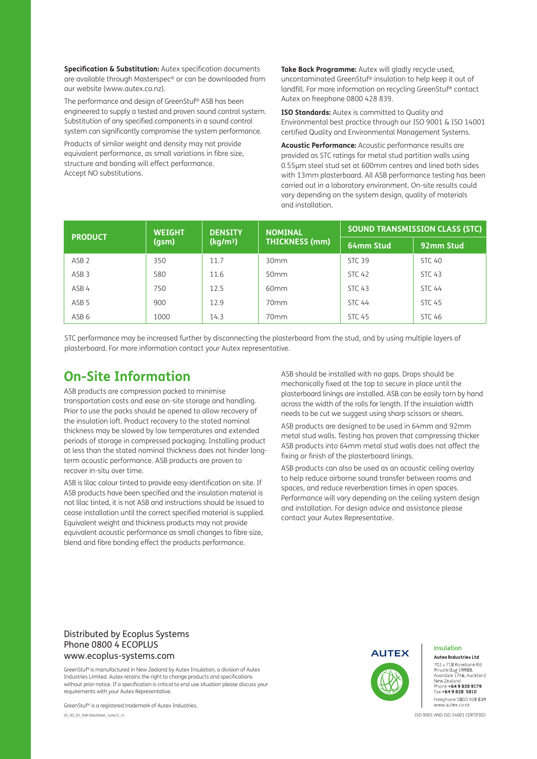**Specification & Substitution:** Autex specification documents are available through Masterspec® or can be downloaded from our website (www.autex.co.nz).

The performance and design of GreenStuf® ASB has been engineered to supply a tested and proven sound control system. Substitution of any specified components in a sound control system can significantly compromise the system performance.

Products of similar weight and density may not provide equivalent performance, as small variations in fibre size, structure and bonding will effect performance.
Accept NO substitutions.

**Take Back Programme:** Autex will gladly recycle used, uncontaminated GreenStuf® insulation to help keep it out of landfill. For more information on recycling GreenStuf® contact Autex on freephone 0800 428 839.

**ISO Standards:** Autex is committed to Quality and Environmental best practice through our ISO 9001 & ISO 14001 certified Quality and Environmental Management Systems.

**Acoustic Performance:** Acoustic performance results are provided as STC ratings for metal stud partition walls using 0.55µm steel stud set at 600mm centres and lined both sides with 13mm plasterboard. All ASB performance testing has been carried out in a laboratory environment. On-site results could vary depending on the system design, quality of materials and installation.

| PRODUCT | WEIGHT (gsm) | DENSITY (kg/m³) | NOMINAL THICKNESS (mm) | SOUND TRANSMISSION CLASS (STC) | |
|---|---|---|---|---|---|
| | | | | 64mm Stud | 92mm Stud |
| ASB 2 | 350 | 11.7 | 30mm | STC 39 | STC 40 |
| ASB 3 | 580 | 11.6 | 50mm | STC 42 | STC 43 |
| ASB 4 | 750 | 12.5 | 60mm | STC 43 | STC 44 |
| ASB 5 | 900 | 12.9 | 70mm | STC 44 | STC 45 |
| ASB 6 | 1000 | 14.3 | 70mm | STC 45 | STC 46 |

STC performance may be increased further by disconnecting the plasterboard from the stud, and by using multiple layers of plasterboard. For more information contact your Autex representative.

## On-Site Information

ASB products are compression packed to minimise transportation costs and ease on-site storage and handling. Prior to use the packs should be opened to allow recovery of the insulation loft. Product recovery to the stated nominal thickness may be slowed by low temperatures and extended periods of storage in compressed packaging. Installing product at less than the stated nominal thickness does not hinder long-term acoustic performance. ASB products are proven to recover in-situ over time.

ASB is lilac colour tinted to provide easy identification on site. If ASB products have been specified and the insulation material is not lilac tinted, it is not ASB and instructions should be issued to cease installation until the correct specified material is supplied. Equivalent weight and thickness products may not provide equivalent acoustic performance as small changes to fibre size, blend and fibre bonding effect the products performance.

ASB should be installed with no gaps. Drops should be mechanically fixed at the top to secure in place until the plasterboard linings are installed. ASB can be easily torn by hand across the width of the rolls for length. If the insulation width needs to be cut we suggest using sharp scissors or shears.

ASB products are designed to be used in 64mm and 92mm metal stud walls. Testing has proven that compressing thicker ASB products into 64mm metal stud walls does not affect the fixing or finish of the plasterboard linings.

ASB products can also be used as an acoustic ceiling overlay to help reduce airborne sound transfer between rooms and spaces, and reduce reverberation times in open spaces. Performance will vary depending on the ceiling system design and installation. For design advice and assistance please contact your Autex Representative.

Distributed by Ecoplus Systems
Phone 0800 4 ECOPLUS
www.ecoplus-systems.com

GreenStuf® is manufactured in New Zealand by Autex Insulation, a division of Autex Industries Limited. Autex retains the right to change products and specifications without prior notice. If a specification is critical to end use situation please discuss your requirements with your Autex Representative.

GreenStuf® is a registered trademark of Autex Industries.

GS_NZ_DS_ASB-DataSheet_June13_v1

AUTEX

Insulation
**Autex Industries Ltd**
702 – 718 Rosebank Rd
Private Bag 19988,
Avondale 1746, Auckland
New Zealand
Phone **+64 9 828 9179**
Fax **+64 9 828 5810**
Freephone 0800 428 839
www.autex.co.nz

ISO 9001 AND ISO 14001 CERTIFIED